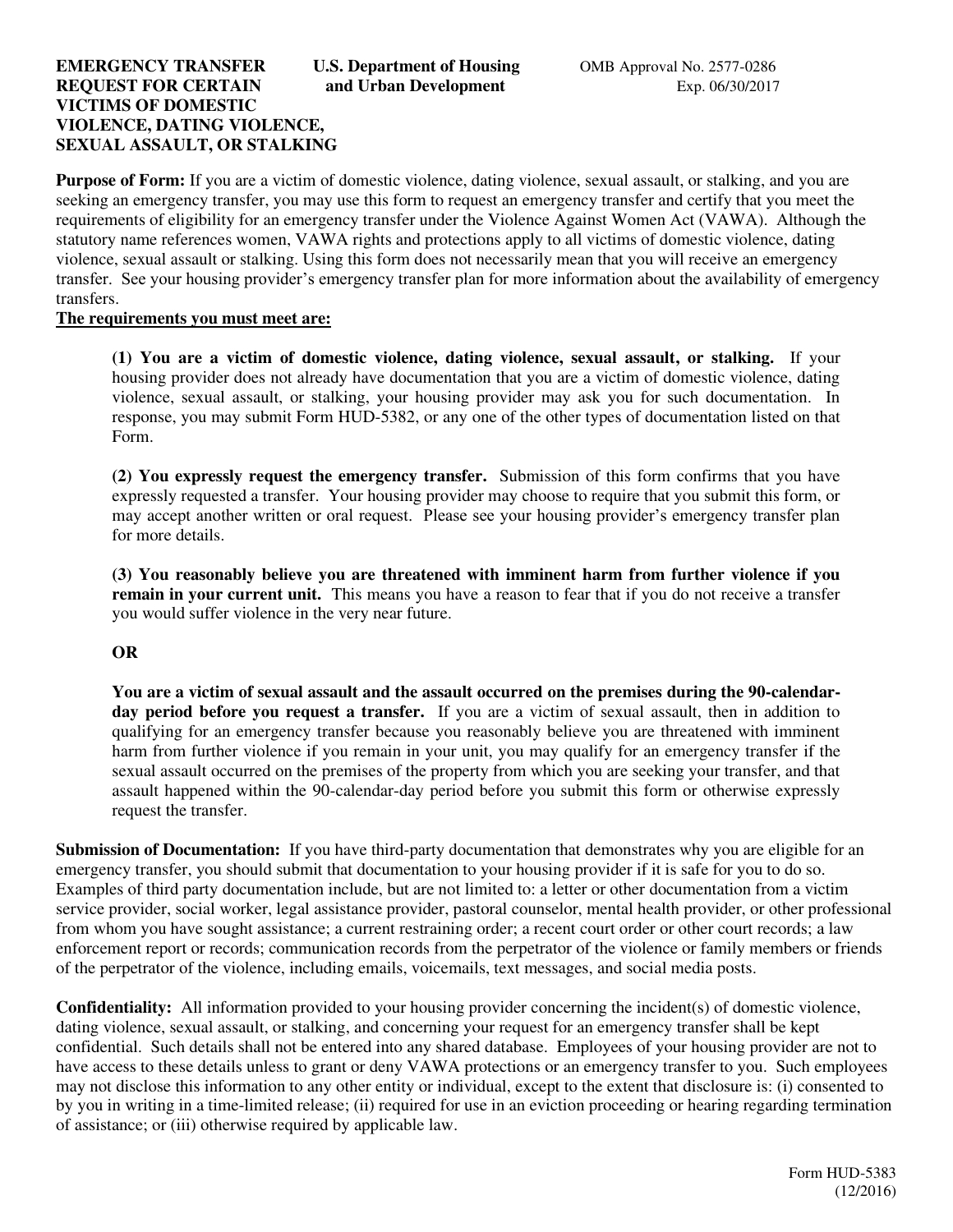**EMERGENCY TRANSFER REQUEST FOR CERTAIN VICTIMS OF DOMESTIC VIOLENCE, DATING VIOLENCE, SEXUAL ASSAULT, OR STALKING**

**U.S. Department of Housing and Urban Development**

OMB Approval No. 2577-0286
Exp. 06/30/2017

**Purpose of Form:** If you are a victim of domestic violence, dating violence, sexual assault, or stalking, and you are seeking an emergency transfer, you may use this form to request an emergency transfer and certify that you meet the requirements of eligibility for an emergency transfer under the Violence Against Women Act (VAWA). Although the statutory name references women, VAWA rights and protections apply to all victims of domestic violence, dating violence, sexual assault or stalking. Using this form does not necessarily mean that you will receive an emergency transfer. See your housing provider's emergency transfer plan for more information about the availability of emergency transfers.

**<u>The requirements you must meet are:</u>**

> **(1) You are a victim of domestic violence, dating violence, sexual assault, or stalking.** If your housing provider does not already have documentation that you are a victim of domestic violence, dating violence, sexual assault, or stalking, your housing provider may ask you for such documentation. In response, you may submit Form HUD-5382, or any one of the other types of documentation listed on that Form.
>
> **(2) You expressly request the emergency transfer.** Submission of this form confirms that you have expressly requested a transfer. Your housing provider may choose to require that you submit this form, or may accept another written or oral request. Please see your housing provider's emergency transfer plan for more details.
>
> **(3) You reasonably believe you are threatened with imminent harm from further violence if you remain in your current unit.** This means you have a reason to fear that if you do not receive a transfer you would suffer violence in the very near future.
>
> **OR**
>
> **You are a victim of sexual assault and the assault occurred on the premises during the 90-calendar-day period before you request a transfer.** If you are a victim of sexual assault, then in addition to qualifying for an emergency transfer because you reasonably believe you are threatened with imminent harm from further violence if you remain in your unit, you may qualify for an emergency transfer if the sexual assault occurred on the premises of the property from which you are seeking your transfer, and that assault happened within the 90-calendar-day period before you submit this form or otherwise expressly request the transfer.

**Submission of Documentation:** If you have third-party documentation that demonstrates why you are eligible for an emergency transfer, you should submit that documentation to your housing provider if it is safe for you to do so. Examples of third party documentation include, but are not limited to: a letter or other documentation from a victim service provider, social worker, legal assistance provider, pastoral counselor, mental health provider, or other professional from whom you have sought assistance; a current restraining order; a recent court order or other court records; a law enforcement report or records; communication records from the perpetrator of the violence or family members or friends of the perpetrator of the violence, including emails, voicemails, text messages, and social media posts.

**Confidentiality:** All information provided to your housing provider concerning the incident(s) of domestic violence, dating violence, sexual assault, or stalking, and concerning your request for an emergency transfer shall be kept confidential. Such details shall not be entered into any shared database. Employees of your housing provider are not to have access to these details unless to grant or deny VAWA protections or an emergency transfer to you. Such employees may not disclose this information to any other entity or individual, except to the extent that disclosure is: (i) consented to by you in writing in a time-limited release; (ii) required for use in an eviction proceeding or hearing regarding termination of assistance; or (iii) otherwise required by applicable law.

Form HUD-5383
(12/2016)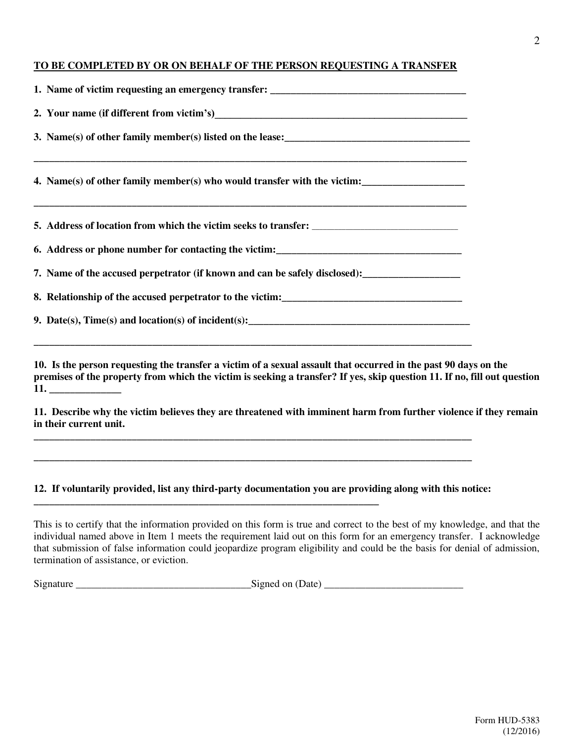**TO BE COMPLETED BY OR ON BEHALF OF THE PERSON REQUESTING A TRANSFER**

**1. Name of victim requesting an emergency transfer: ______________________________________**

**2. Your name (if different from victim's)_________________________________________________**

**3. Name(s) of other family member(s) listed on the lease:_____________________________________**

**_____________________________________________________________________________________**

**4. Name(s) of other family member(s) who would transfer with the victim:____________________**

**_____________________________________________________________________________________**

**5. Address of location from which the victim seeks to transfer:** _____________________________

**6. Address or phone number for contacting the victim:_____________________________________**

**7. Name of the accused perpetrator (if known and can be safely disclosed):___________________**

**8. Relationship of the accused perpetrator to the victim:___________________________________**

**9. Date(s), Time(s) and location(s) of incident(s):_________________________________________**

**_____________________________________________________________________________________**

**10. Is the person requesting the transfer a victim of a sexual assault that occurred in the past 90 days on the premises of the property from which the victim is seeking a transfer? If yes, skip question 11. If no, fill out question 11. ______________**

**11. Describe why the victim believes they are threatened with imminent harm from further violence if they remain in their current unit.**

**_____________________________________________________________________________________**

**_____________________________________________________________________________________**

**12. If voluntarily provided, list any third-party documentation you are providing along with this notice:**
**_______________________________________________________________________**

This is to certify that the information provided on this form is true and correct to the best of my knowledge, and that the individual named above in Item 1 meets the requirement laid out on this form for an emergency transfer. I acknowledge that submission of false information could jeopardize program eligibility and could be the basis for denial of admission, termination of assistance, or eviction.

Signature __________________________________Signed on (Date) ___________________________

Form HUD-5383
(12/2016)